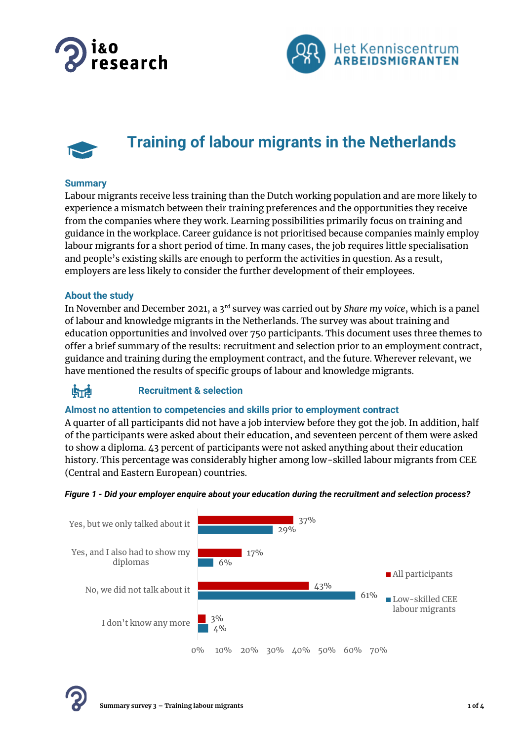# Training of labour migrants in the Netherlands

## Summary

Labour migrants receive less training than the Dutch working population and are more likely to experience a mismatch between their training preferences and the opportunities they receive from the companies where they work. Learning possibilities primarily focus on training and guidance in the workplace. Career guidance is not prioritised because companies mainly employ labour migrants for a short period of time. In many cases, the job requires little specialisation and people's existing skills are enough to perform the activities in question. As a result, employers are less likely to consider the further development of their employees.

## About the study

In November and December 2021, a 3rd survey was carried out by *Share my voice*, which is a panel of labour and knowledge migrants in the Netherlands. The survey was about training and education opportunities and involved over 750 participants. This document uses three themes to offer a brief summary of the results: recruitment and selection prior to an employment contract, guidance and training during the employment contract, and the future. Wherever relevant, we have mentioned the results of specific groups of labour and knowledge migrants.

## Recruitment & selection

### Almost no attention to competencies and skills prior to employment contract

A quarter of all participants did not have a job interview before they got the job. In addition, half of the participants were asked about their education, and seventeen percent of them were asked to show a diploma. 43 percent of participants were not asked anything about their education history. This percentage was considerably higher among low-skilled labour migrants from CEE (Central and Eastern European) countries.

***Figure 1 - Did your employer enquire about your education during the recruitment and selection process?***

| | All participants | Low-skilled CEE labour migrants |
|---|---|---|
| Yes, but we only talked about it | 37% | 29% |
| Yes, and I also had to show my diplomas | 17% | 6% |
| No, we did not talk about it | 43% | 61% |
| I don't know any more | 3% | 4% |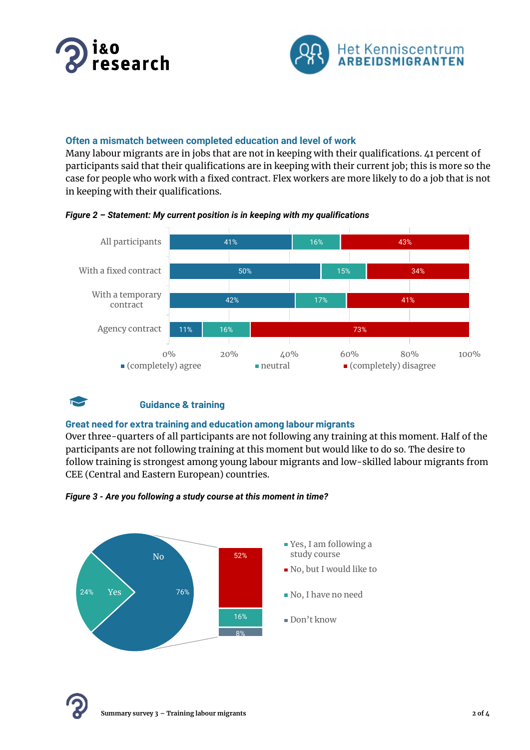### Often a mismatch between completed education and level of work

Many labour migrants are in jobs that are not in keeping with their qualifications. 41 percent of participants said that their qualifications are in keeping with their current job; this is more so the case for people who work with a fixed contract. Flex workers are more likely to do a job that is not in keeping with their qualifications.

***Figure 2 – Statement: My current position is in keeping with my qualifications***

| | (completely) agree | neutral | (completely) disagree |
|---|---|---|---|
| All participants | 41% | 16% | 43% |
| With a fixed contract | 50% | 15% | 34% |
| With a temporary contract | 42% | 17% | 41% |
| Agency contract | 11% | 16% | 73% |

## Guidance & training

### Great need for extra training and education among labour migrants

Over three-quarters of all participants are not following any training at this moment. Half of the participants are not following training at this moment but would like to do so. The desire to follow training is strongest among young labour migrants and low-skilled labour migrants from CEE (Central and Eastern European) countries.

***Figure 3 - Are you following a study course at this moment in time?***

| Answer | Percentage |
|---|---|
| Yes, I am following a study course | 24% |
| No | 76% |
| – No, but I would like to | 52% |
| – No, I have no need | 16% |
| – Don't know | 8% |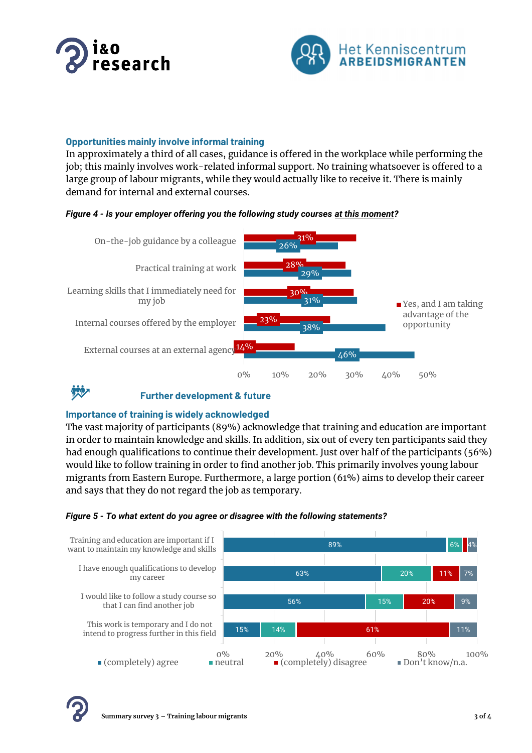### Opportunities mainly involve informal training

In approximately a third of all cases, guidance is offered in the workplace while performing the job; this mainly involves work-related informal support. No training whatsoever is offered to a large group of labour migrants, while they would actually like to receive it. There is mainly demand for internal and external courses.

***Figure 4 - Is your employer offering you the following study courses at this moment?***

| | Yes, and I am taking advantage of the opportunity | |
|---|---|---|
| On-the-job guidance by a colleague | 31% | 26% |
| Practical training at work | 28% | 29% |
| Learning skills that I immediately need for my job | 30% | 31% |
| Internal courses offered by the employer | 23% | 38% |
| External courses at an external agency | 14% | 46% |

## Further development & future

### Importance of training is widely acknowledged

The vast majority of participants (89%) acknowledge that training and education are important in order to maintain knowledge and skills. In addition, six out of every ten participants said they had enough qualifications to continue their development. Just over half of the participants (56%) would like to follow training in order to find another job. This primarily involves young labour migrants from Eastern Europe. Furthermore, a large portion (61%) aims to develop their career and says that they do not regard the job as temporary.

***Figure 5 - To what extent do you agree or disagree with the following statements?***

| | (completely) agree | neutral | (completely) disagree | Don't know/n.a. |
|---|---|---|---|---|
| Training and education are important if I want to maintain my knowledge and skills | 89% | 6% | | 4% |
| I have enough qualifications to develop my career | 63% | 20% | 11% | 7% |
| I would like to follow a study course so that I can find another job | 56% | 15% | 20% | 9% |
| This work is temporary and I do not intend to progress further in this field | 15% | 14% | 61% | 11% |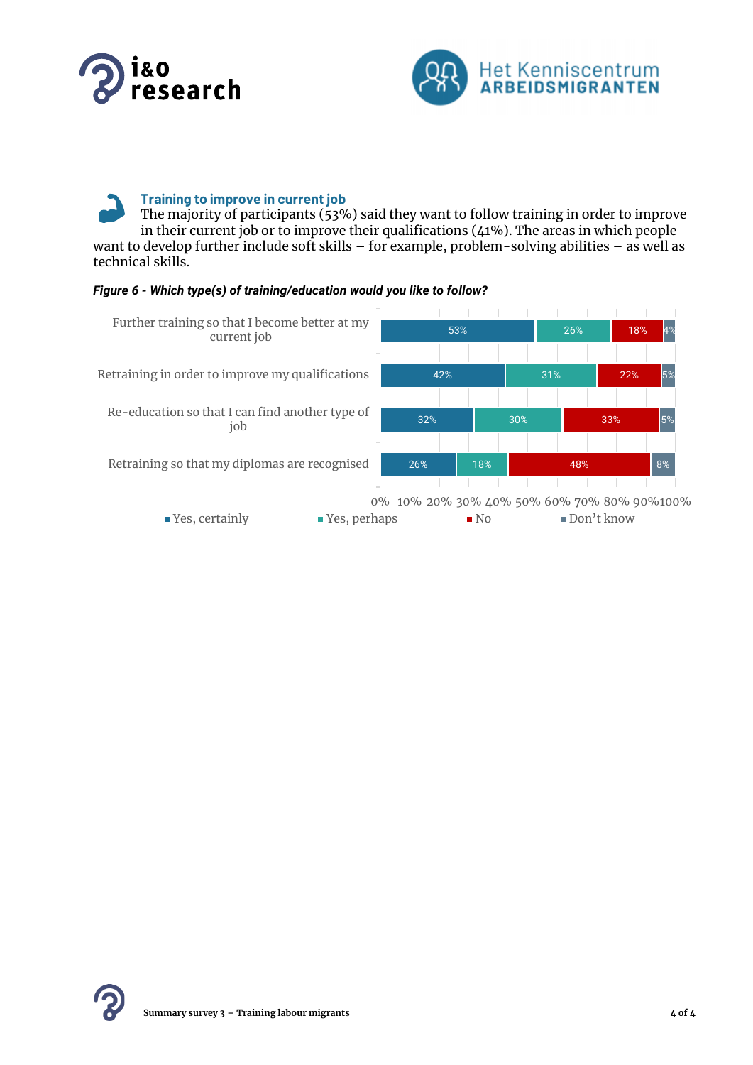### Training to improve in current job

The majority of participants (53%) said they want to follow training in order to improve in their current job or to improve their qualifications (41%). The areas in which people want to develop further include soft skills – for example, problem-solving abilities – as well as technical skills.

***Figure 6 - Which type(s) of training/education would you like to follow?***

Further training so that I become better at my current job
53% 26% 18% 4%

Retraining in order to improve my qualifications
42% 31% 22% 5%

Re-education so that I can find another type of job
32% 30% 33% 5%

Retraining so that my diplomas are recognised
26% 18% 48% 8%

0% 10% 20% 30% 40% 50% 60% 70% 80% 90% 100%

Yes, certainly
Yes, perhaps
No
Don't know